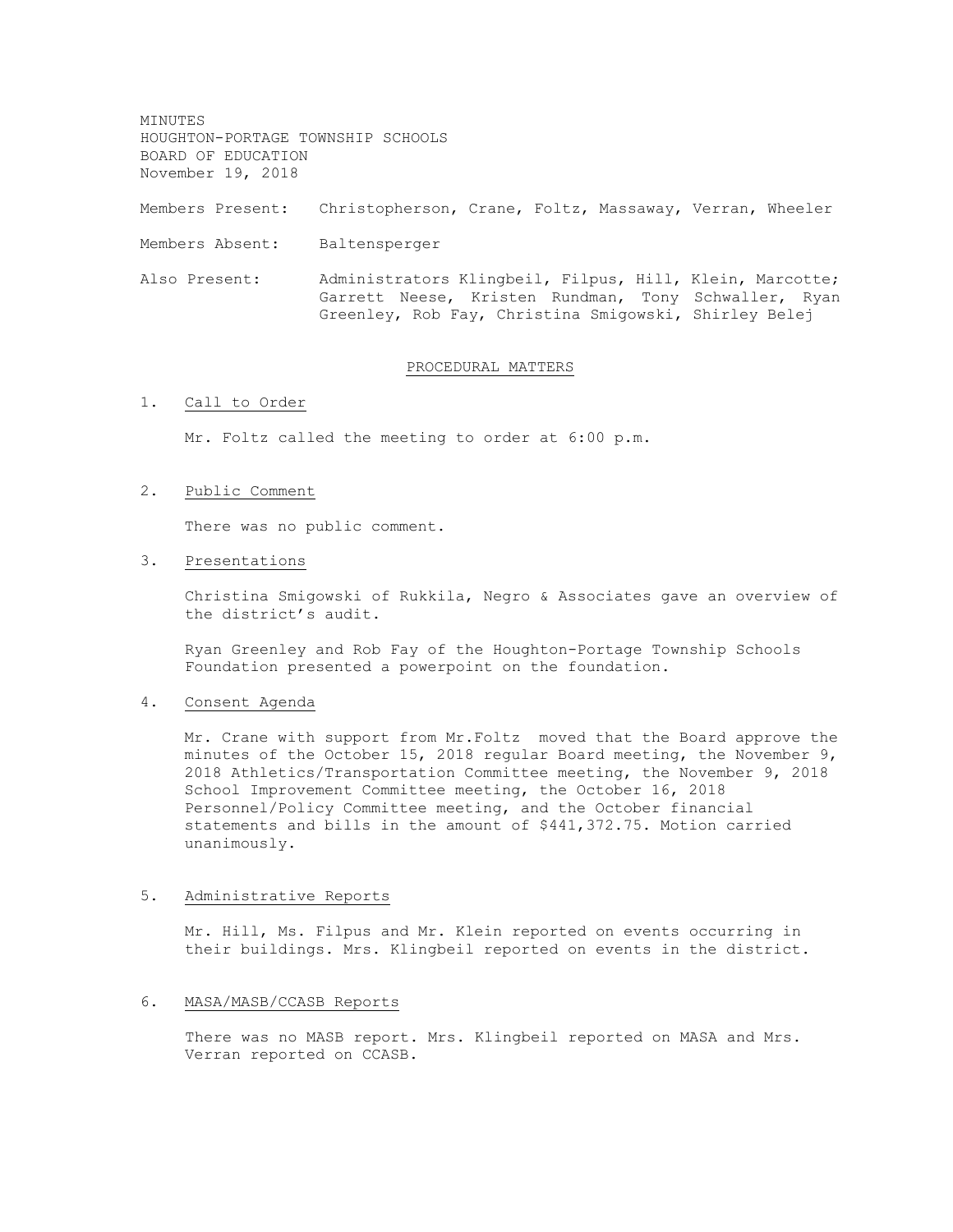MINUTES
HOUGHTON-PORTAGE TOWNSHIP SCHOOLS
BOARD OF EDUCATION
November 19, 2018

Members Present: Christopherson, Crane, Foltz, Massaway, Verran, Wheeler

Members Absent: Baltensperger

Also Present: Administrators Klingbeil, Filpus, Hill, Klein, Marcotte; Garrett Neese, Kristen Rundman, Tony Schwaller, Ryan Greenley, Rob Fay, Christina Smigowski, Shirley Belej

## PROCEDURAL MATTERS

1. Call to Order

   Mr. Foltz called the meeting to order at 6:00 p.m.

2. Public Comment

   There was no public comment.

3. Presentations

   Christina Smigowski of Rukkila, Negro & Associates gave an overview of the district's audit.

   Ryan Greenley and Rob Fay of the Houghton-Portage Township Schools Foundation presented a powerpoint on the foundation.

4. Consent Agenda

   Mr. Crane with support from Mr.Foltz moved that the Board approve the minutes of the October 15, 2018 regular Board meeting, the November 9, 2018 Athletics/Transportation Committee meeting, the November 9, 2018 School Improvement Committee meeting, the October 16, 2018 Personnel/Policy Committee meeting, and the October financial statements and bills in the amount of $441,372.75. Motion carried unanimously.

5. Administrative Reports

   Mr. Hill, Ms. Filpus and Mr. Klein reported on events occurring in their buildings. Mrs. Klingbeil reported on events in the district.

6. MASA/MASB/CCASB Reports

   There was no MASB report. Mrs. Klingbeil reported on MASA and Mrs. Verran reported on CCASB.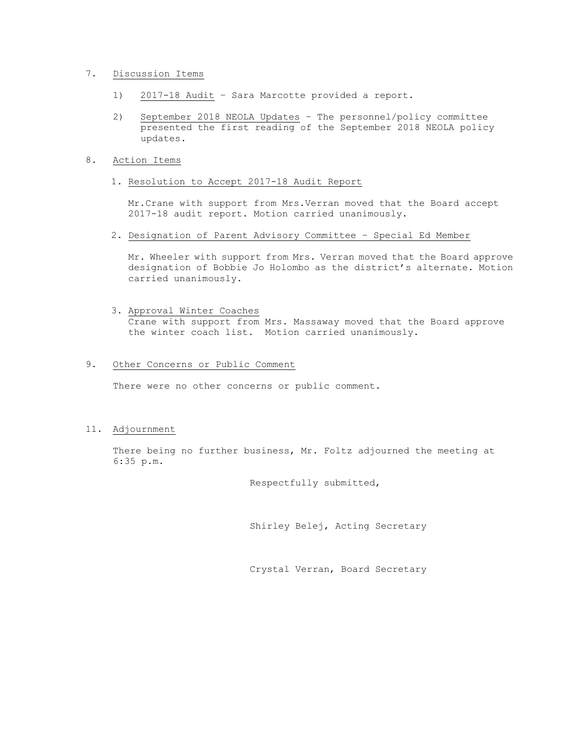7. Discussion Items

    1) 2017-18 Audit – Sara Marcotte provided a report.

    2) September 2018 NEOLA Updates – The personnel/policy committee presented the first reading of the September 2018 NEOLA policy updates.

8. Action Items

    1. Resolution to Accept 2017-18 Audit Report

       Mr.Crane with support from Mrs.Verran moved that the Board accept 2017-18 audit report. Motion carried unanimously.

    2. Designation of Parent Advisory Committee – Special Ed Member

       Mr. Wheeler with support from Mrs. Verran moved that the Board approve designation of Bobbie Jo Holombo as the district's alternate. Motion carried unanimously.

    3. Approval Winter Coaches

       Crane with support from Mrs. Massaway moved that the Board approve the winter coach list. Motion carried unanimously.

9. Other Concerns or Public Comment

   There were no other concerns or public comment.

11. Adjournment

    There being no further business, Mr. Foltz adjourned the meeting at 6:35 p.m.

Respectfully submitted,

Shirley Belej, Acting Secretary

Crystal Verran, Board Secretary